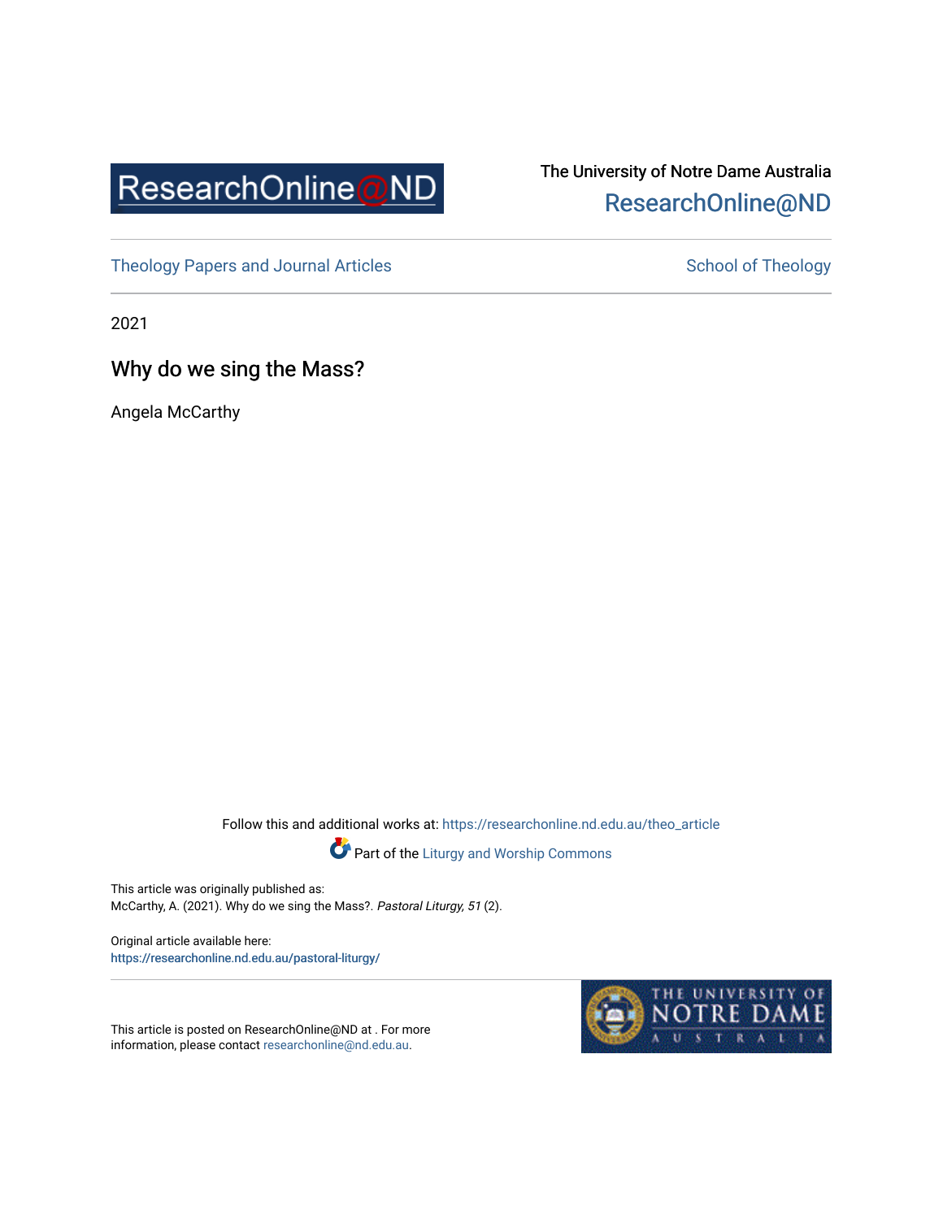The University of Notre Dame Australia
ResearchOnline@ND

Theology Papers and Journal Articles

School of Theology

2021

# Why do we sing the Mass?

Angela McCarthy

Follow this and additional works at: https://researchonline.nd.edu.au/theo_article

Part of the Liturgy and Worship Commons

This article was originally published as:
McCarthy, A. (2021). Why do we sing the Mass?. *Pastoral Liturgy, 51* (2).

Original article available here:
https://researchonline.nd.edu.au/pastoral-liturgy/

This article is posted on ResearchOnline@ND at . For more information, please contact researchonline@nd.edu.au.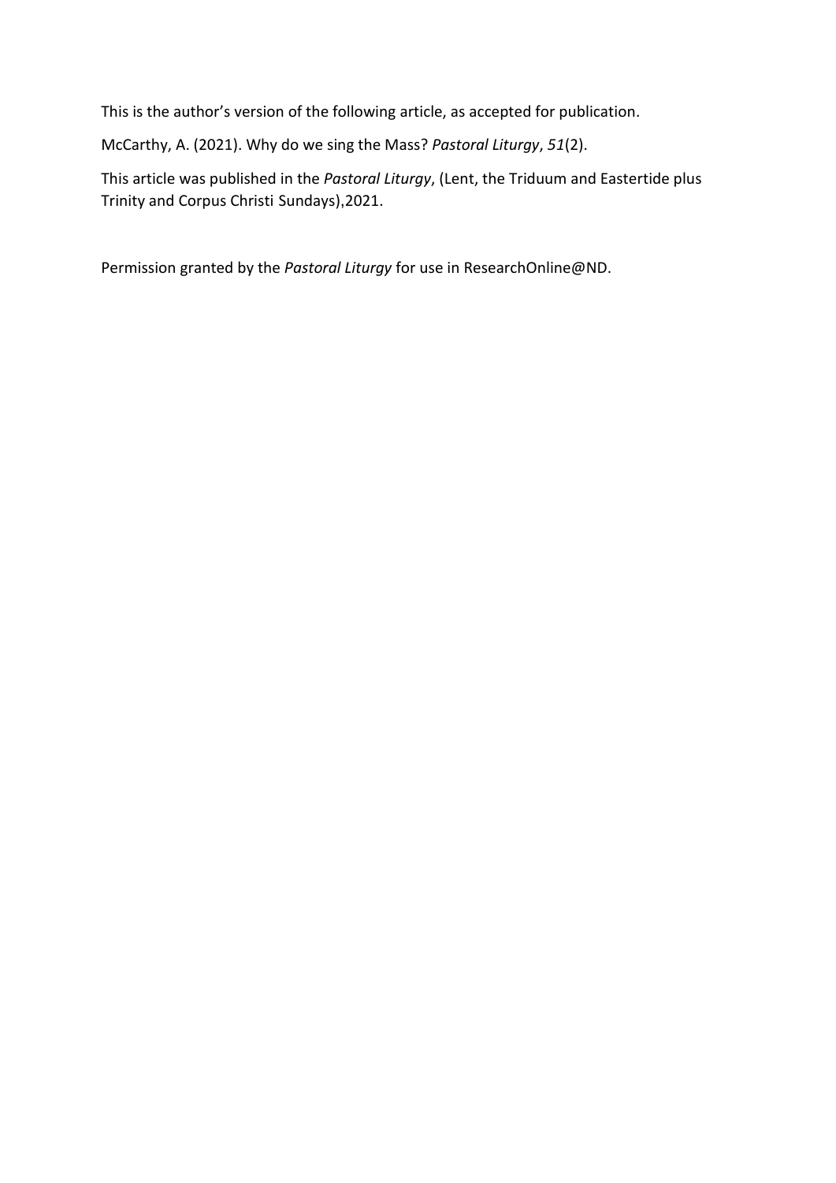This is the author's version of the following article, as accepted for publication.

McCarthy, A. (2021). Why do we sing the Mass? *Pastoral Liturgy*, *51*(2).

This article was published in the *Pastoral Liturgy*, (Lent, the Triduum and Eastertide plus Trinity and Corpus Christi Sundays),2021.

Permission granted by the *Pastoral Liturgy* for use in ResearchOnline@ND.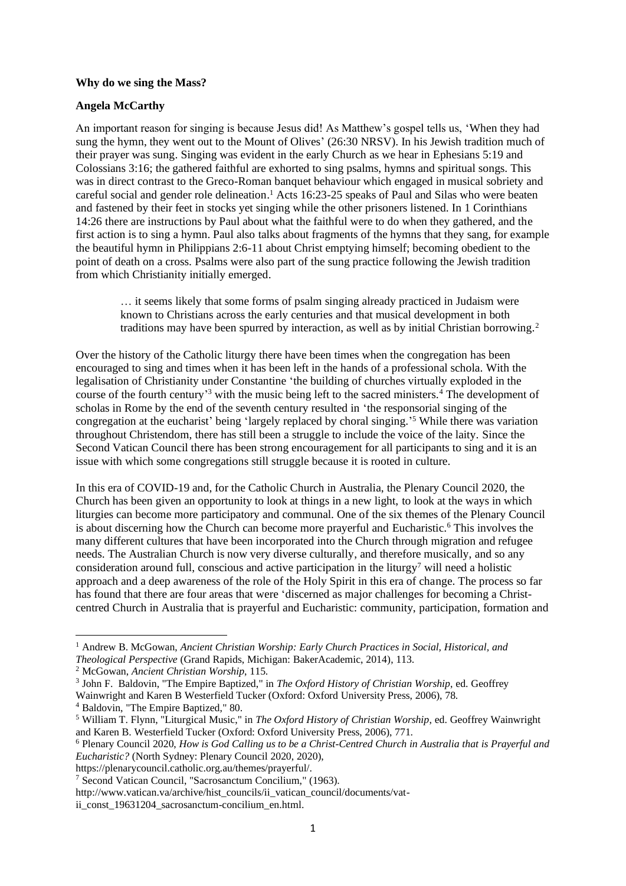**Why do we sing the Mass?**

**Angela McCarthy**

An important reason for singing is because Jesus did! As Matthew's gospel tells us, 'When they had sung the hymn, they went out to the Mount of Olives' (26:30 NRSV). In his Jewish tradition much of their prayer was sung. Singing was evident in the early Church as we hear in Ephesians 5:19 and Colossians 3:16; the gathered faithful are exhorted to sing psalms, hymns and spiritual songs. This was in direct contrast to the Greco-Roman banquet behaviour which engaged in musical sobriety and careful social and gender role delineation.[1] Acts 16:23-25 speaks of Paul and Silas who were beaten and fastened by their feet in stocks yet singing while the other prisoners listened. In 1 Corinthians 14:26 there are instructions by Paul about what the faithful were to do when they gathered, and the first action is to sing a hymn. Paul also talks about fragments of the hymns that they sang, for example the beautiful hymn in Philippians 2:6-11 about Christ emptying himself; becoming obedient to the point of death on a cross. Psalms were also part of the sung practice following the Jewish tradition from which Christianity initially emerged.

> … it seems likely that some forms of psalm singing already practiced in Judaism were known to Christians across the early centuries and that musical development in both traditions may have been spurred by interaction, as well as by initial Christian borrowing.[2]

Over the history of the Catholic liturgy there have been times when the congregation has been encouraged to sing and times when it has been left in the hands of a professional schola. With the legalisation of Christianity under Constantine 'the building of churches virtually exploded in the course of the fourth century'[3] with the music being left to the sacred ministers.[4] The development of scholas in Rome by the end of the seventh century resulted in 'the responsorial singing of the congregation at the eucharist' being 'largely replaced by choral singing.'[5] While there was variation throughout Christendom, there has still been a struggle to include the voice of the laity. Since the Second Vatican Council there has been strong encouragement for all participants to sing and it is an issue with which some congregations still struggle because it is rooted in culture.

In this era of COVID-19 and, for the Catholic Church in Australia, the Plenary Council 2020, the Church has been given an opportunity to look at things in a new light, to look at the ways in which liturgies can become more participatory and communal. One of the six themes of the Plenary Council is about discerning how the Church can become more prayerful and Eucharistic.[6] This involves the many different cultures that have been incorporated into the Church through migration and refugee needs. The Australian Church is now very diverse culturally, and therefore musically, and so any consideration around full, conscious and active participation in the liturgy[7] will need a holistic approach and a deep awareness of the role of the Holy Spirit in this era of change. The process so far has found that there are four areas that were 'discerned as major challenges for becoming a Christ-centred Church in Australia that is prayerful and Eucharistic: community, participation, formation and

---

[1] Andrew B. McGowan, *Ancient Christian Worship: Early Church Practices in Social, Historical, and Theological Perspective* (Grand Rapids, Michigan: BakerAcademic, 2014), 113.

[2] McGowan, *Ancient Christian Worship*, 115.

[3] John F. Baldovin, "The Empire Baptized," in *The Oxford History of Christian Worship*, ed. Geoffrey Wainwright and Karen B Westerfield Tucker (Oxford: Oxford University Press, 2006), 78.

[4] Baldovin, "The Empire Baptized," 80.

[5] William T. Flynn, "Liturgical Music," in *The Oxford History of Christian Worship*, ed. Geoffrey Wainwright and Karen B. Westerfield Tucker (Oxford: Oxford University Press, 2006), 771.

[6] Plenary Council 2020, *How is God Calling us to be a Christ-Centred Church in Australia that is Prayerful and Eucharistic?* (North Sydney: Plenary Council 2020, 2020), https://plenarycouncil.catholic.org.au/themes/prayerful/.

[7] Second Vatican Council, "Sacrosanctum Concilium," (1963). http://www.vatican.va/archive/hist_councils/ii_vatican_council/documents/vat-ii_const_19631204_sacrosanctum-concilium_en.html.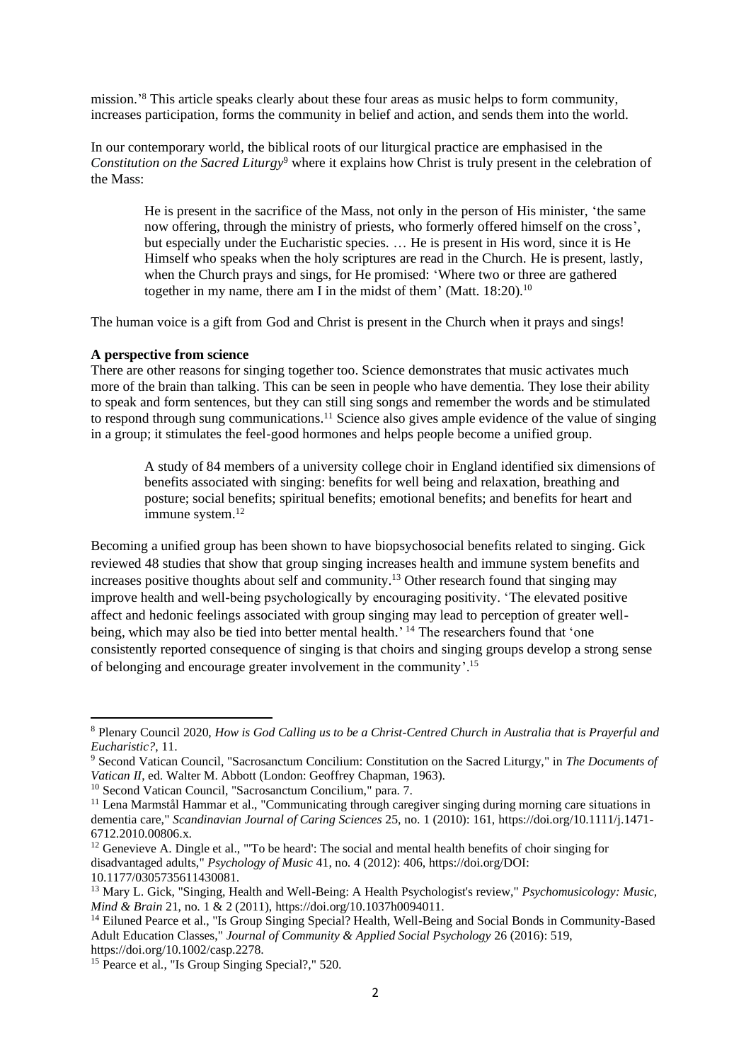mission.'[8] This article speaks clearly about these four areas as music helps to form community, increases participation, forms the community in belief and action, and sends them into the world.

In our contemporary world, the biblical roots of our liturgical practice are emphasised in the *Constitution on the Sacred Liturgy*[9] where it explains how Christ is truly present in the celebration of the Mass:

> He is present in the sacrifice of the Mass, not only in the person of His minister, 'the same now offering, through the ministry of priests, who formerly offered himself on the cross', but especially under the Eucharistic species. … He is present in His word, since it is He Himself who speaks when the holy scriptures are read in the Church. He is present, lastly, when the Church prays and sings, for He promised: 'Where two or three are gathered together in my name, there am I in the midst of them' (Matt. 18:20).[10]

The human voice is a gift from God and Christ is present in the Church when it prays and sings!

**A perspective from science**

There are other reasons for singing together too. Science demonstrates that music activates much more of the brain than talking. This can be seen in people who have dementia. They lose their ability to speak and form sentences, but they can still sing songs and remember the words and be stimulated to respond through sung communications.[11] Science also gives ample evidence of the value of singing in a group; it stimulates the feel-good hormones and helps people become a unified group.

> A study of 84 members of a university college choir in England identified six dimensions of benefits associated with singing: benefits for well being and relaxation, breathing and posture; social benefits; spiritual benefits; emotional benefits; and benefits for heart and immune system.[12]

Becoming a unified group has been shown to have biopsychosocial benefits related to singing. Gick reviewed 48 studies that show that group singing increases health and immune system benefits and increases positive thoughts about self and community.[13] Other research found that singing may improve health and well-being psychologically by encouraging positivity. 'The elevated positive affect and hedonic feelings associated with group singing may lead to perception of greater well-being, which may also be tied into better mental health.'[14] The researchers found that 'one consistently reported consequence of singing is that choirs and singing groups develop a strong sense of belonging and encourage greater involvement in the community'.[15]

---

[8] Plenary Council 2020, *How is God Calling us to be a Christ-Centred Church in Australia that is Prayerful and Eucharistic?*, 11.

[9] Second Vatican Council, "Sacrosanctum Concilium: Constitution on the Sacred Liturgy," in *The Documents of Vatican II*, ed. Walter M. Abbott (London: Geoffrey Chapman, 1963).

[10] Second Vatican Council, "Sacrosanctum Concilium," para. 7.

[11] Lena Marmstål Hammar et al., "Communicating through caregiver singing during morning care situations in dementia care," *Scandinavian Journal of Caring Sciences* 25, no. 1 (2010): 161, https://doi.org/10.1111/j.1471-6712.2010.00806.x.

[12] Genevieve A. Dingle et al., "'To be heard': The social and mental health benefits of choir singing for disadvantaged adults," *Psychology of Music* 41, no. 4 (2012): 406, https://doi.org/DOI: 10.1177/0305735611430081.

[13] Mary L. Gick, "Singing, Health and Well-Being: A Health Psychologist's review," *Psychomusicology: Music, Mind & Brain* 21, no. 1 & 2 (2011), https://doi.org/10.1037h0094011.

[14] Eiluned Pearce et al., "Is Group Singing Special? Health, Well-Being and Social Bonds in Community-Based Adult Education Classes," *Journal of Community & Applied Social Psychology* 26 (2016): 519, https://doi.org/10.1002/casp.2278.

[15] Pearce et al., "Is Group Singing Special?," 520.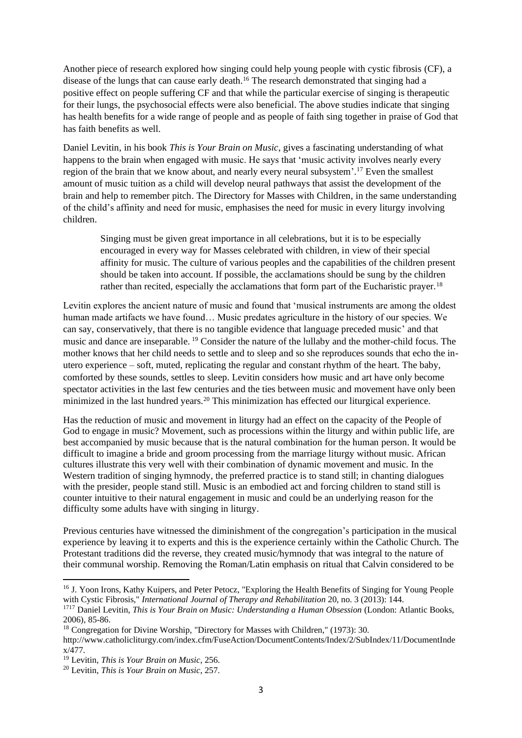Another piece of research explored how singing could help young people with cystic fibrosis (CF), a disease of the lungs that can cause early death.[16] The research demonstrated that singing had a positive effect on people suffering CF and that while the particular exercise of singing is therapeutic for their lungs, the psychosocial effects were also beneficial. The above studies indicate that singing has health benefits for a wide range of people and as people of faith sing together in praise of God that has faith benefits as well.

Daniel Levitin, in his book *This is Your Brain on Music*, gives a fascinating understanding of what happens to the brain when engaged with music. He says that 'music activity involves nearly every region of the brain that we know about, and nearly every neural subsystem'.[17] Even the smallest amount of music tuition as a child will develop neural pathways that assist the development of the brain and help to remember pitch. The Directory for Masses with Children, in the same understanding of the child's affinity and need for music, emphasises the need for music in every liturgy involving children.

> Singing must be given great importance in all celebrations, but it is to be especially encouraged in every way for Masses celebrated with children, in view of their special affinity for music. The culture of various peoples and the capabilities of the children present should be taken into account. If possible, the acclamations should be sung by the children rather than recited, especially the acclamations that form part of the Eucharistic prayer.[18]

Levitin explores the ancient nature of music and found that 'musical instruments are among the oldest human made artifacts we have found… Music predates agriculture in the history of our species. We can say, conservatively, that there is no tangible evidence that language preceded music' and that music and dance are inseparable.[19] Consider the nature of the lullaby and the mother-child focus. The mother knows that her child needs to settle and to sleep and so she reproduces sounds that echo the in-utero experience – soft, muted, replicating the regular and constant rhythm of the heart. The baby, comforted by these sounds, settles to sleep. Levitin considers how music and art have only become spectator activities in the last few centuries and the ties between music and movement have only been minimized in the last hundred years.[20] This minimization has effected our liturgical experience.

Has the reduction of music and movement in liturgy had an effect on the capacity of the People of God to engage in music? Movement, such as processions within the liturgy and within public life, are best accompanied by music because that is the natural combination for the human person. It would be difficult to imagine a bride and groom processing from the marriage liturgy without music. African cultures illustrate this very well with their combination of dynamic movement and music. In the Western tradition of singing hymnody, the preferred practice is to stand still; in chanting dialogues with the presider, people stand still. Music is an embodied act and forcing children to stand still is counter intuitive to their natural engagement in music and could be an underlying reason for the difficulty some adults have with singing in liturgy.

Previous centuries have witnessed the diminishment of the congregation's participation in the musical experience by leaving it to experts and this is the experience certainly within the Catholic Church. The Protestant traditions did the reverse, they created music/hymnody that was integral to the nature of their communal worship. Removing the Roman/Latin emphasis on ritual that Calvin considered to be

---

[16] J. Yoon Irons, Kathy Kuipers, and Peter Petocz, "Exploring the Health Benefits of Singing for Young People with Cystic Fibrosis," *International Journal of Therapy and Rehabilitation* 20, no. 3 (2013): 144.

[17] Daniel Levitin, *This is Your Brain on Music: Understanding a Human Obsession* (London: Atlantic Books, 2006), 85-86.

[18] Congregation for Divine Worship, "Directory for Masses with Children," (1973): 30. http://www.catholicliturgy.com/index.cfm/FuseAction/DocumentContents/Index/2/SubIndex/11/DocumentIndex/477.

[19] Levitin, *This is Your Brain on Music*, 256.

[20] Levitin, *This is Your Brain on Music*, 257.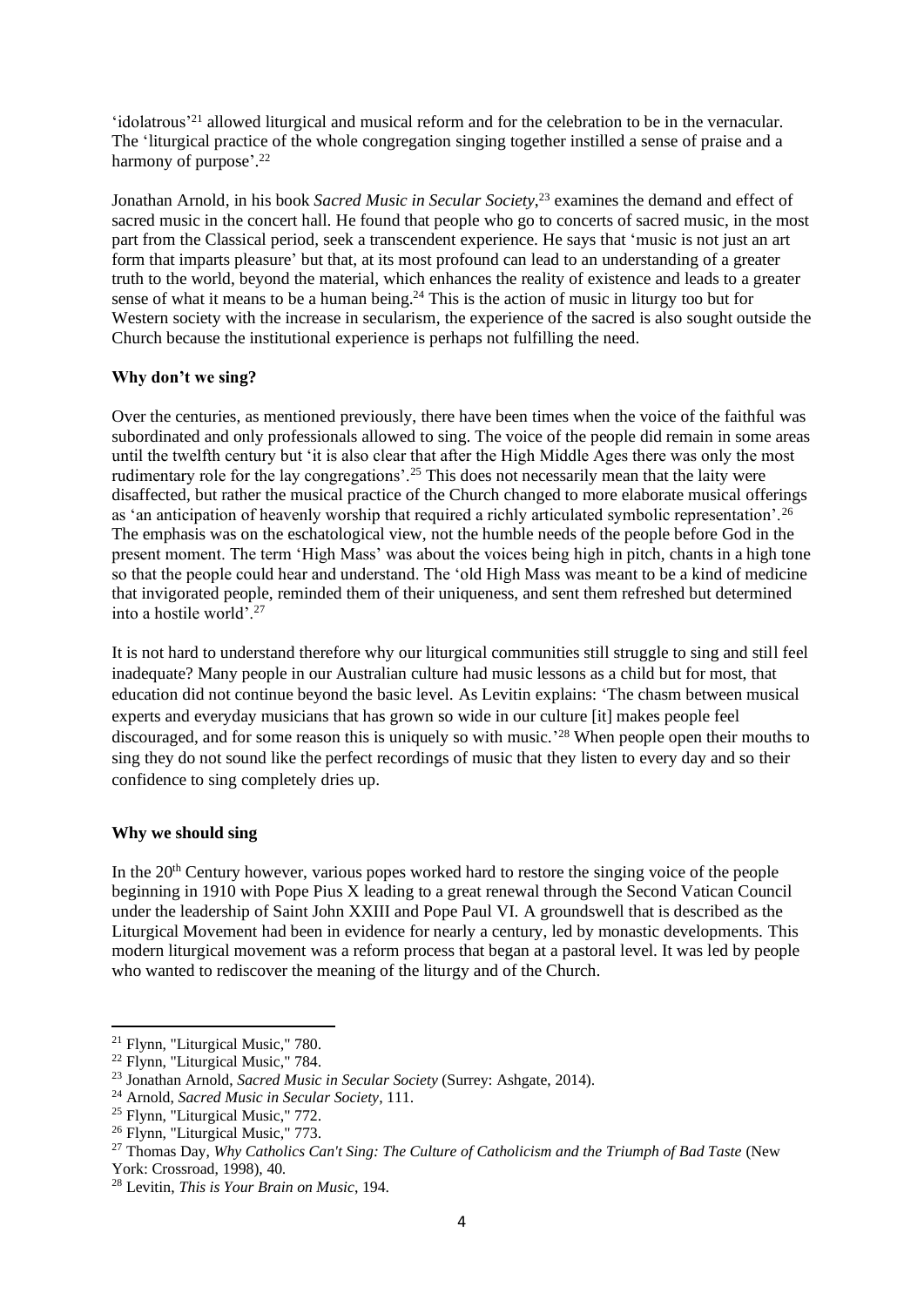'idolatrous'[21] allowed liturgical and musical reform and for the celebration to be in the vernacular. The 'liturgical practice of the whole congregation singing together instilled a sense of praise and a harmony of purpose'.[22]

Jonathan Arnold, in his book *Sacred Music in Secular Society*,[23] examines the demand and effect of sacred music in the concert hall. He found that people who go to concerts of sacred music, in the most part from the Classical period, seek a transcendent experience. He says that 'music is not just an art form that imparts pleasure' but that, at its most profound can lead to an understanding of a greater truth to the world, beyond the material, which enhances the reality of existence and leads to a greater sense of what it means to be a human being.[24] This is the action of music in liturgy too but for Western society with the increase in secularism, the experience of the sacred is also sought outside the Church because the institutional experience is perhaps not fulfilling the need.

**Why don't we sing?**

Over the centuries, as mentioned previously, there have been times when the voice of the faithful was subordinated and only professionals allowed to sing. The voice of the people did remain in some areas until the twelfth century but 'it is also clear that after the High Middle Ages there was only the most rudimentary role for the lay congregations'.[25] This does not necessarily mean that the laity were disaffected, but rather the musical practice of the Church changed to more elaborate musical offerings as 'an anticipation of heavenly worship that required a richly articulated symbolic representation'.[26] The emphasis was on the eschatological view, not the humble needs of the people before God in the present moment. The term 'High Mass' was about the voices being high in pitch, chants in a high tone so that the people could hear and understand. The 'old High Mass was meant to be a kind of medicine that invigorated people, reminded them of their uniqueness, and sent them refreshed but determined into a hostile world'.[27]

It is not hard to understand therefore why our liturgical communities still struggle to sing and still feel inadequate? Many people in our Australian culture had music lessons as a child but for most, that education did not continue beyond the basic level. As Levitin explains: 'The chasm between musical experts and everyday musicians that has grown so wide in our culture [it] makes people feel discouraged, and for some reason this is uniquely so with music.'[28] When people open their mouths to sing they do not sound like the perfect recordings of music that they listen to every day and so their confidence to sing completely dries up.

**Why we should sing**

In the 20th Century however, various popes worked hard to restore the singing voice of the people beginning in 1910 with Pope Pius X leading to a great renewal through the Second Vatican Council under the leadership of Saint John XXIII and Pope Paul VI. A groundswell that is described as the Liturgical Movement had been in evidence for nearly a century, led by monastic developments. This modern liturgical movement was a reform process that began at a pastoral level. It was led by people who wanted to rediscover the meaning of the liturgy and of the Church.

---

[21] Flynn, "Liturgical Music," 780.

[22] Flynn, "Liturgical Music," 784.

[23] Jonathan Arnold, *Sacred Music in Secular Society* (Surrey: Ashgate, 2014).

[24] Arnold, *Sacred Music in Secular Society*, 111.

[25] Flynn, "Liturgical Music," 772.

[26] Flynn, "Liturgical Music," 773.

[27] Thomas Day, *Why Catholics Can't Sing: The Culture of Catholicism and the Triumph of Bad Taste* (New York: Crossroad, 1998), 40.

[28] Levitin, *This is Your Brain on Music*, 194.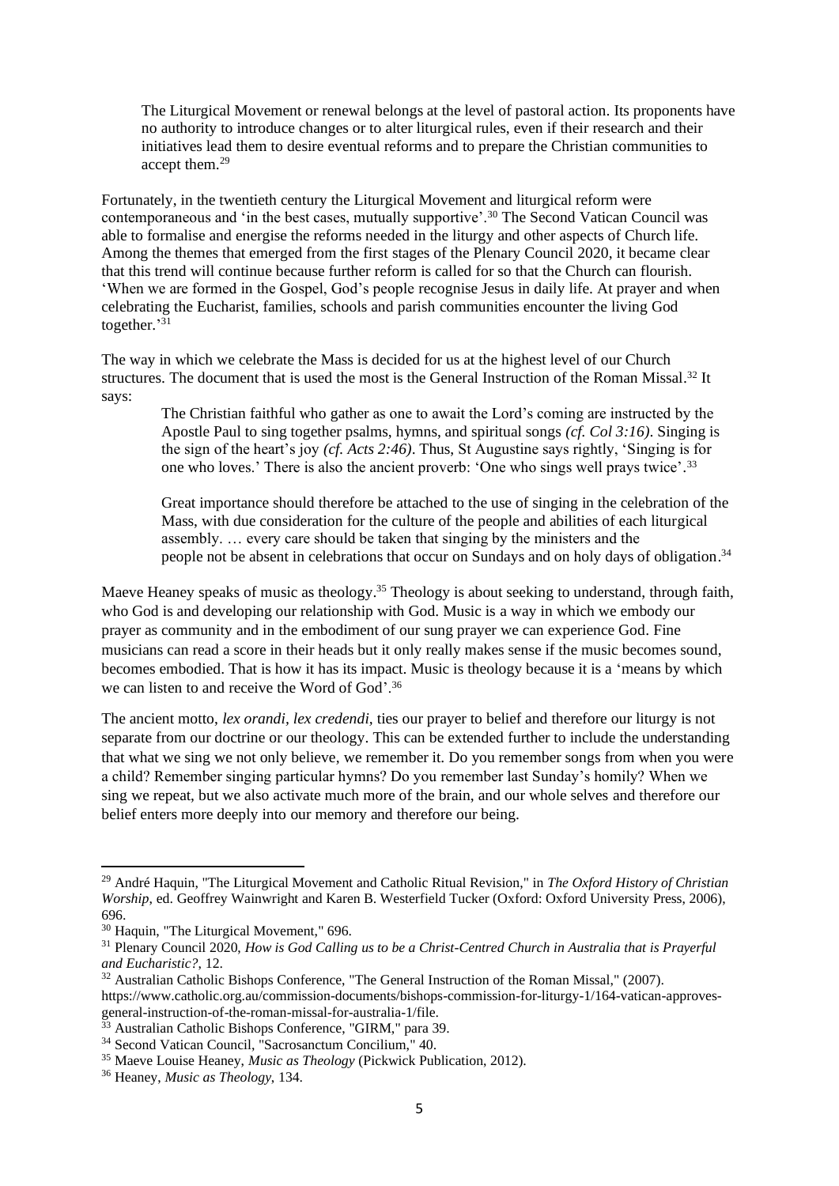> The Liturgical Movement or renewal belongs at the level of pastoral action. Its proponents have no authority to introduce changes or to alter liturgical rules, even if their research and their initiatives lead them to desire eventual reforms and to prepare the Christian communities to accept them.[29]

Fortunately, in the twentieth century the Liturgical Movement and liturgical reform were contemporaneous and 'in the best cases, mutually supportive'.[30] The Second Vatican Council was able to formalise and energise the reforms needed in the liturgy and other aspects of Church life. Among the themes that emerged from the first stages of the Plenary Council 2020, it became clear that this trend will continue because further reform is called for so that the Church can flourish. 'When we are formed in the Gospel, God's people recognise Jesus in daily life. At prayer and when celebrating the Eucharist, families, schools and parish communities encounter the living God together.'[31]

The way in which we celebrate the Mass is decided for us at the highest level of our Church structures. The document that is used the most is the General Instruction of the Roman Missal.[32] It says:

> The Christian faithful who gather as one to await the Lord's coming are instructed by the Apostle Paul to sing together psalms, hymns, and spiritual songs *(cf. Col 3:16)*. Singing is the sign of the heart's joy *(cf. Acts 2:46)*. Thus, St Augustine says rightly, 'Singing is for one who loves.' There is also the ancient proverb: 'One who sings well prays twice'.[33]
>
> Great importance should therefore be attached to the use of singing in the celebration of the Mass, with due consideration for the culture of the people and abilities of each liturgical assembly. … every care should be taken that singing by the ministers and the people not be absent in celebrations that occur on Sundays and on holy days of obligation.[34]

Maeve Heaney speaks of music as theology.[35] Theology is about seeking to understand, through faith, who God is and developing our relationship with God. Music is a way in which we embody our prayer as community and in the embodiment of our sung prayer we can experience God. Fine musicians can read a score in their heads but it only really makes sense if the music becomes sound, becomes embodied. That is how it has its impact. Music is theology because it is a 'means by which we can listen to and receive the Word of God'.[36]

The ancient motto, *lex orandi, lex credendi,* ties our prayer to belief and therefore our liturgy is not separate from our doctrine or our theology. This can be extended further to include the understanding that what we sing we not only believe, we remember it. Do you remember songs from when you were a child? Remember singing particular hymns? Do you remember last Sunday's homily? When we sing we repeat, but we also activate much more of the brain, and our whole selves and therefore our belief enters more deeply into our memory and therefore our being.

---

[29] André Haquin, "The Liturgical Movement and Catholic Ritual Revision," in *The Oxford History of Christian Worship*, ed. Geoffrey Wainwright and Karen B. Westerfield Tucker (Oxford: Oxford University Press, 2006), 696.

[30] Haquin, "The Liturgical Movement," 696.

[31] Plenary Council 2020, *How is God Calling us to be a Christ-Centred Church in Australia that is Prayerful and Eucharistic?*, 12.

[32] Australian Catholic Bishops Conference, "The General Instruction of the Roman Missal," (2007). https://www.catholic.org.au/commission-documents/bishops-commission-for-liturgy-1/164-vatican-approves-general-instruction-of-the-roman-missal-for-australia-1/file.

[33] Australian Catholic Bishops Conference, "GIRM," para 39.

[34] Second Vatican Council, "Sacrosanctum Concilium," 40.

[35] Maeve Louise Heaney, *Music as Theology* (Pickwick Publication, 2012).

[36] Heaney, *Music as Theology*, 134.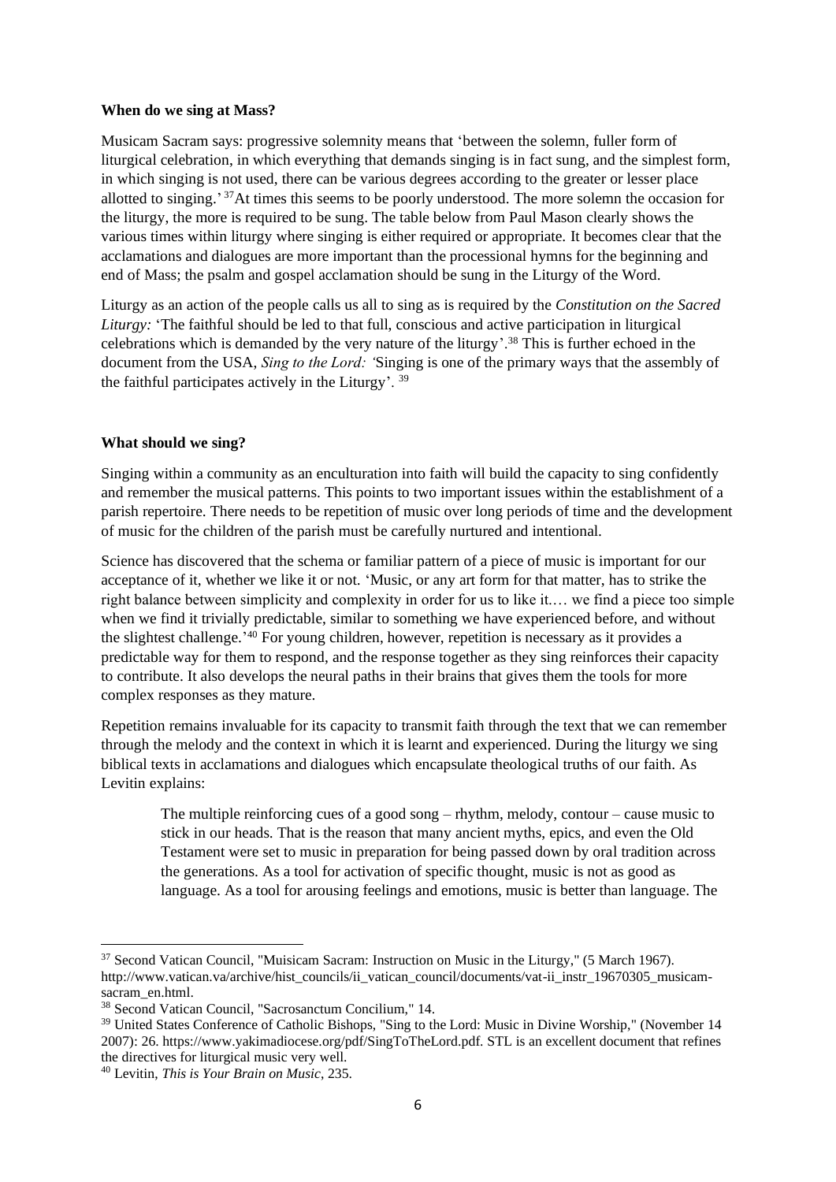**When do we sing at Mass?**

Musicam Sacram says: progressive solemnity means that 'between the solemn, fuller form of liturgical celebration, in which everything that demands singing is in fact sung, and the simplest form, in which singing is not used, there can be various degrees according to the greater or lesser place allotted to singing.'[37] At times this seems to be poorly understood. The more solemn the occasion for the liturgy, the more is required to be sung. The table below from Paul Mason clearly shows the various times within liturgy where singing is either required or appropriate. It becomes clear that the acclamations and dialogues are more important than the processional hymns for the beginning and end of Mass; the psalm and gospel acclamation should be sung in the Liturgy of the Word.

Liturgy as an action of the people calls us all to sing as is required by the *Constitution on the Sacred Liturgy:* 'The faithful should be led to that full, conscious and active participation in liturgical celebrations which is demanded by the very nature of the liturgy'.[38] This is further echoed in the document from the USA, *Sing to the Lord: '*Singing is one of the primary ways that the assembly of the faithful participates actively in the Liturgy'. [39]

**What should we sing?**

Singing within a community as an enculturation into faith will build the capacity to sing confidently and remember the musical patterns. This points to two important issues within the establishment of a parish repertoire. There needs to be repetition of music over long periods of time and the development of music for the children of the parish must be carefully nurtured and intentional.

Science has discovered that the schema or familiar pattern of a piece of music is important for our acceptance of it, whether we like it or not. 'Music, or any art form for that matter, has to strike the right balance between simplicity and complexity in order for us to like it.… we find a piece too simple when we find it trivially predictable, similar to something we have experienced before, and without the slightest challenge.'[40] For young children, however, repetition is necessary as it provides a predictable way for them to respond, and the response together as they sing reinforces their capacity to contribute. It also develops the neural paths in their brains that gives them the tools for more complex responses as they mature.

Repetition remains invaluable for its capacity to transmit faith through the text that we can remember through the melody and the context in which it is learnt and experienced. During the liturgy we sing biblical texts in acclamations and dialogues which encapsulate theological truths of our faith. As Levitin explains:

> The multiple reinforcing cues of a good song – rhythm, melody, contour – cause music to stick in our heads. That is the reason that many ancient myths, epics, and even the Old Testament were set to music in preparation for being passed down by oral tradition across the generations. As a tool for activation of specific thought, music is not as good as language. As a tool for arousing feelings and emotions, music is better than language. The

---

[37] Second Vatican Council, "Muisicam Sacram: Instruction on Music in the Liturgy," (5 March 1967). http://www.vatican.va/archive/hist_councils/ii_vatican_council/documents/vat-ii_instr_19670305_musicam-sacram_en.html.

[38] Second Vatican Council, "Sacrosanctum Concilium," 14.

[39] United States Conference of Catholic Bishops, "Sing to the Lord: Music in Divine Worship," (November 14 2007): 26. https://www.yakimadiocese.org/pdf/SingToTheLord.pdf. STL is an excellent document that refines the directives for liturgical music very well.

[40] Levitin, *This is Your Brain on Music*, 235.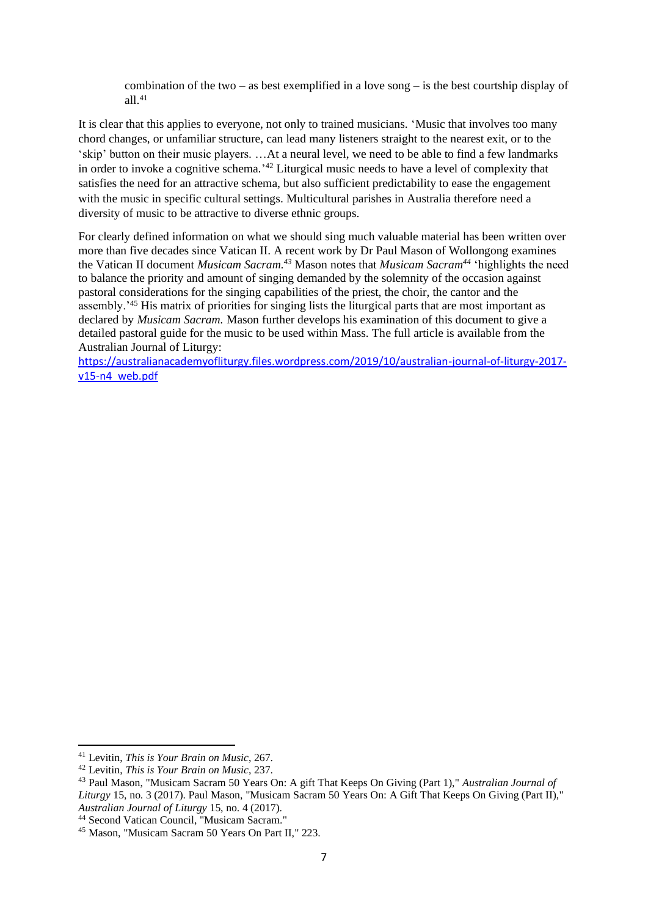> combination of the two – as best exemplified in a love song – is the best courtship display of all.[41]

It is clear that this applies to everyone, not only to trained musicians. 'Music that involves too many chord changes, or unfamiliar structure, can lead many listeners straight to the nearest exit, or to the 'skip' button on their music players. …At a neural level, we need to be able to find a few landmarks in order to invoke a cognitive schema.'[42] Liturgical music needs to have a level of complexity that satisfies the need for an attractive schema, but also sufficient predictability to ease the engagement with the music in specific cultural settings. Multicultural parishes in Australia therefore need a diversity of music to be attractive to diverse ethnic groups.

For clearly defined information on what we should sing much valuable material has been written over more than five decades since Vatican II. A recent work by Dr Paul Mason of Wollongong examines the Vatican II document *Musicam Sacram.*[43] Mason notes that *Musicam Sacram*[44] 'highlights the need to balance the priority and amount of singing demanded by the solemnity of the occasion against pastoral considerations for the singing capabilities of the priest, the choir, the cantor and the assembly.'[45] His matrix of priorities for singing lists the liturgical parts that are most important as declared by *Musicam Sacram.* Mason further develops his examination of this document to give a detailed pastoral guide for the music to be used within Mass. The full article is available from the Australian Journal of Liturgy:
https://australianacademyofliturgy.files.wordpress.com/2019/10/australian-journal-of-liturgy-2017-v15-n4_web.pdf

---

[41] Levitin, *This is Your Brain on Music*, 267.

[42] Levitin, *This is Your Brain on Music*, 237.

[43] Paul Mason, "Musicam Sacram 50 Years On: A gift That Keeps On Giving (Part 1)," *Australian Journal of Liturgy* 15, no. 3 (2017). Paul Mason, "Musicam Sacram 50 Years On: A Gift That Keeps On Giving (Part II)," *Australian Journal of Liturgy* 15, no. 4 (2017).

[44] Second Vatican Council, "Musicam Sacram."

[45] Mason, "Musicam Sacram 50 Years On Part II," 223.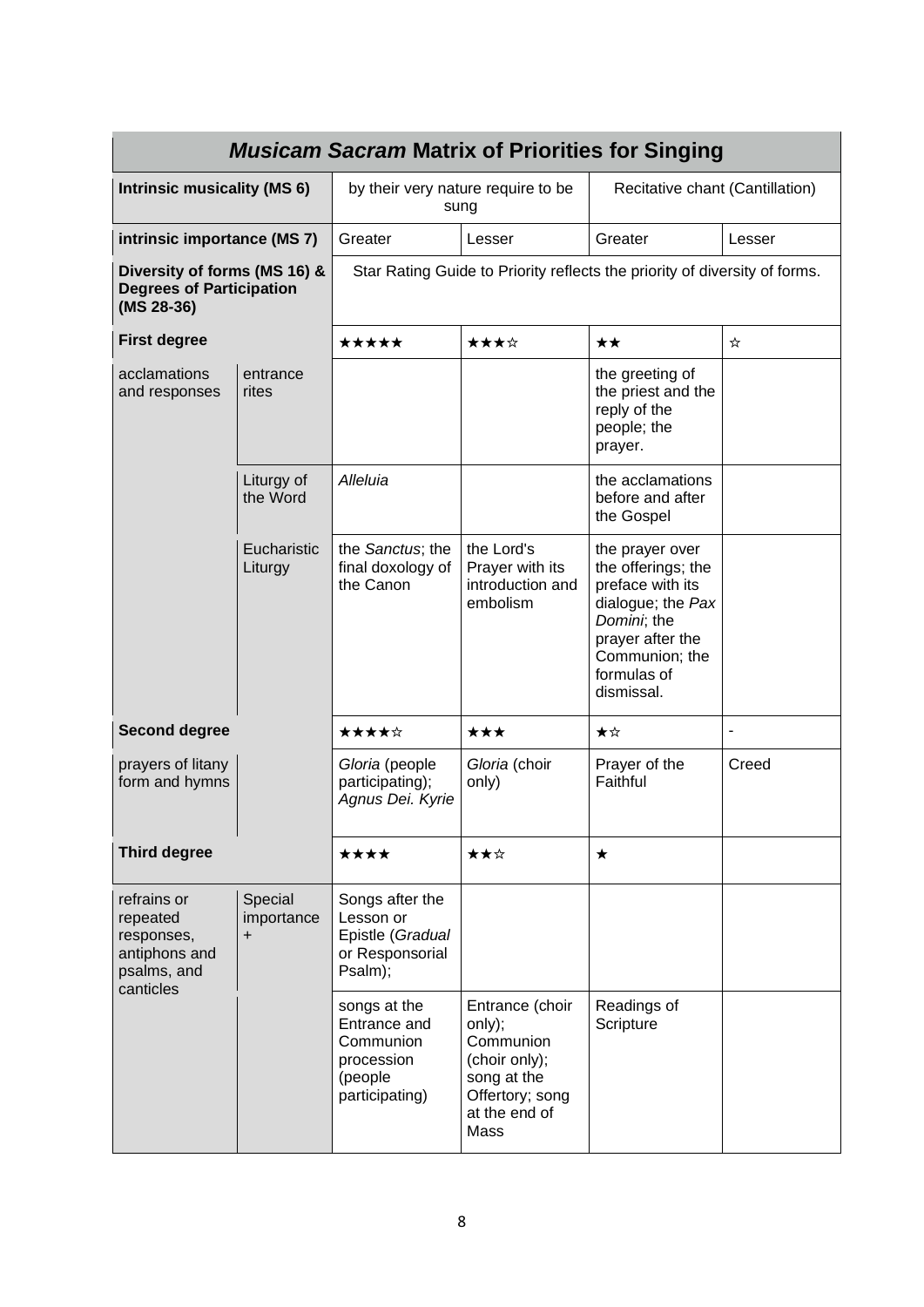| ***Musicam Sacram* Matrix of Priorities for Singing** | | | | | |
|---|---|---|---|---|---|
| **Intrinsic musicality (MS 6)** | | by their very nature require to be sung | | Recitative chant (Cantillation) | |
| **intrinsic importance (MS 7)** | | Greater | Lesser | Greater | Lesser |
| **Diversity of forms (MS 16) & Degrees of Participation (MS 28-36)** | | Star Rating Guide to Priority reflects the priority of diversity of forms. | | | |
| **First degree** | | ★★★★★ | ★★★☆ | ★★ | ☆ |
| acclamations and responses | entrance rites | | | the greeting of the priest and the reply of the people; the prayer. | |
| | Liturgy of the Word | *Alleluia* | | the acclamations before and after the Gospel | |
| | Eucharistic Liturgy | the *Sanctus*; the final doxology of the Canon | the Lord's Prayer with its introduction and embolism | the prayer over the offerings; the preface with its dialogue; the *Pax Domini*; the prayer after the Communion; the formulas of dismissal. | |
| **Second degree** | | ★★★★☆ | ★★★ | ★☆ | - |
| prayers of litany form and hymns | | *Gloria* (people participating); *Agnus Dei. Kyrie* | *Gloria* (choir only) | Prayer of the Faithful | Creed |
| **Third degree** | | ★★★★ | ★★☆ | ★ | |
| refrains or repeated responses, antiphons and psalms, and canticles | Special importance + | Songs after the Lesson or Epistle (*Gradual* or Responsorial Psalm); | | | |
| | | songs at the Entrance and Communion procession (people participating) | Entrance (choir only); Communion (choir only); song at the Offertory; song at the end of Mass | Readings of Scripture | |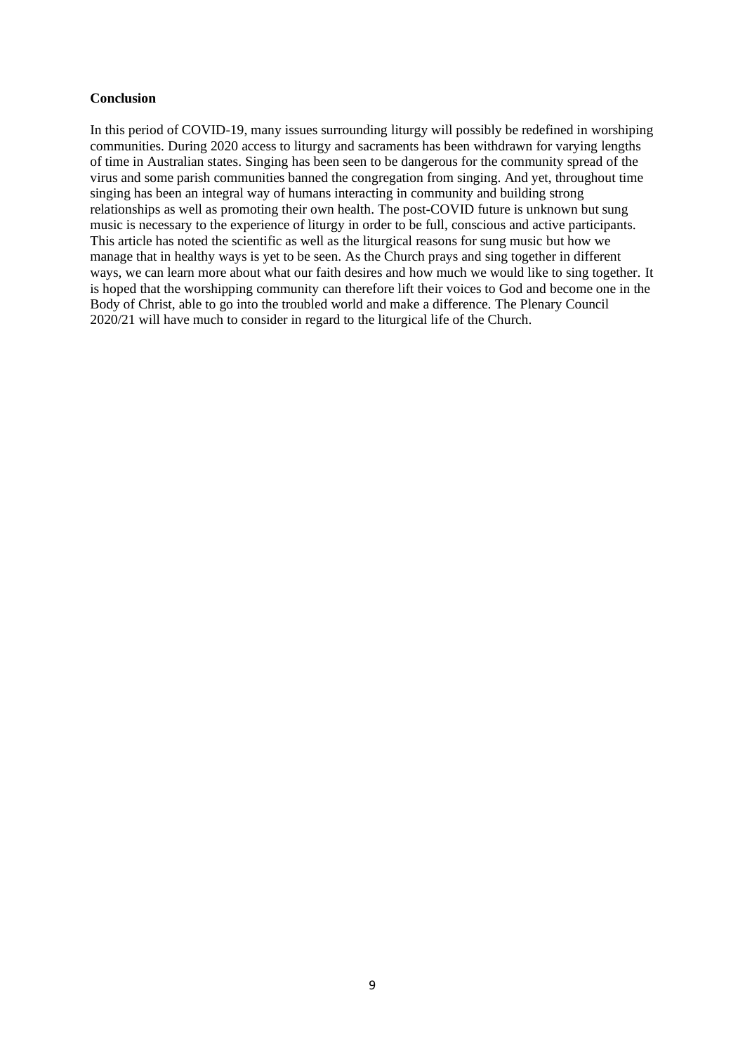**Conclusion**

In this period of COVID-19, many issues surrounding liturgy will possibly be redefined in worshiping communities. During 2020 access to liturgy and sacraments has been withdrawn for varying lengths of time in Australian states. Singing has been seen to be dangerous for the community spread of the virus and some parish communities banned the congregation from singing. And yet, throughout time singing has been an integral way of humans interacting in community and building strong relationships as well as promoting their own health. The post-COVID future is unknown but sung music is necessary to the experience of liturgy in order to be full, conscious and active participants. This article has noted the scientific as well as the liturgical reasons for sung music but how we manage that in healthy ways is yet to be seen. As the Church prays and sing together in different ways, we can learn more about what our faith desires and how much we would like to sing together. It is hoped that the worshipping community can therefore lift their voices to God and become one in the Body of Christ, able to go into the troubled world and make a difference. The Plenary Council 2020/21 will have much to consider in regard to the liturgical life of the Church.